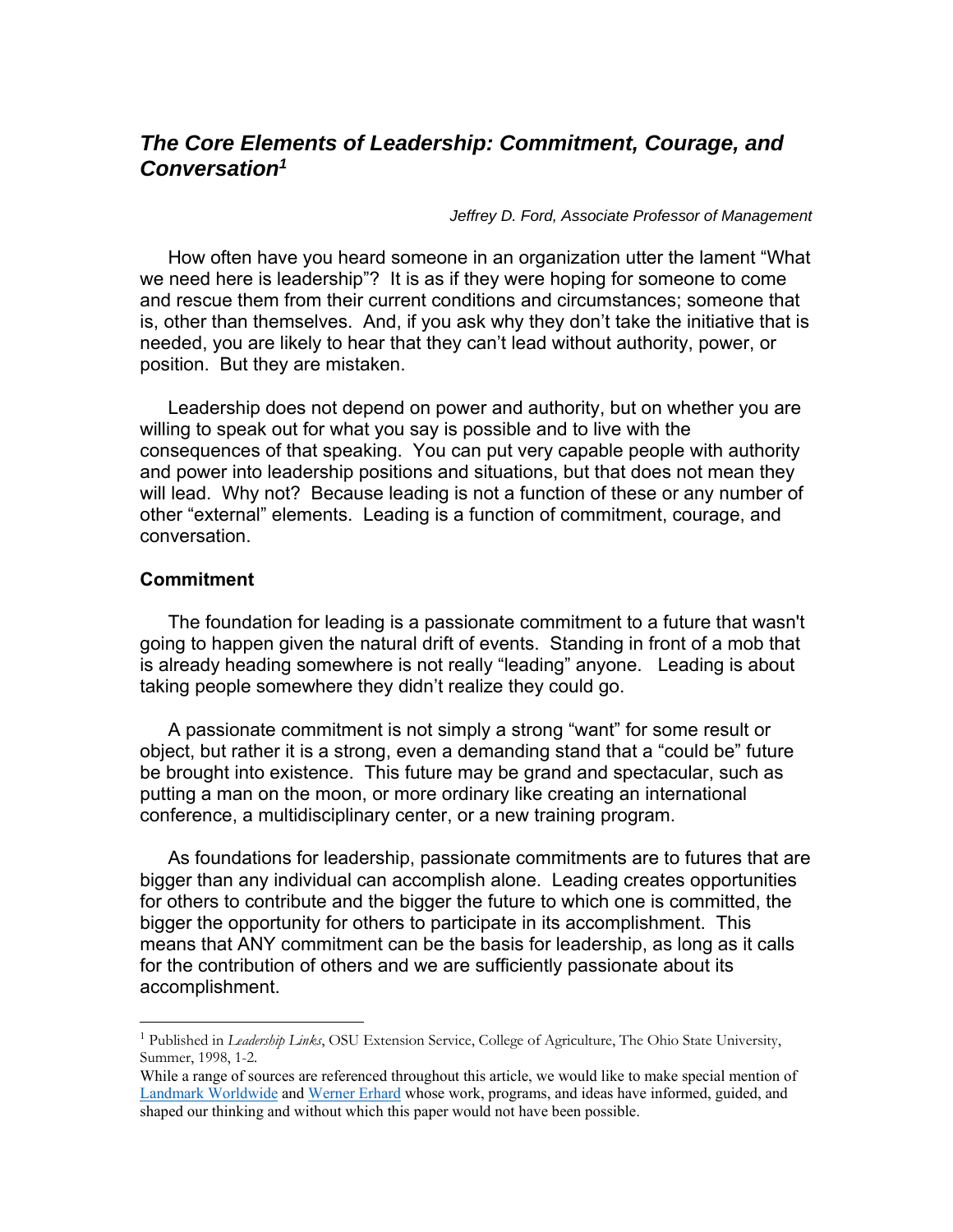# *The Core Elements of Leadership: Commitment, Courage, and Conversation*[1]

*Jeffrey D. Ford, Associate Professor of Management*

How often have you heard someone in an organization utter the lament "What we need here is leadership"? It is as if they were hoping for someone to come and rescue them from their current conditions and circumstances; someone that is, other than themselves. And, if you ask why they don't take the initiative that is needed, you are likely to hear that they can't lead without authority, power, or position. But they are mistaken.

Leadership does not depend on power and authority, but on whether you are willing to speak out for what you say is possible and to live with the consequences of that speaking. You can put very capable people with authority and power into leadership positions and situations, but that does not mean they will lead. Why not? Because leading is not a function of these or any number of other "external" elements. Leading is a function of commitment, courage, and conversation.

### Commitment

The foundation for leading is a passionate commitment to a future that wasn't going to happen given the natural drift of events. Standing in front of a mob that is already heading somewhere is not really "leading" anyone. Leading is about taking people somewhere they didn't realize they could go.

A passionate commitment is not simply a strong "want" for some result or object, but rather it is a strong, even a demanding stand that a "could be" future be brought into existence. This future may be grand and spectacular, such as putting a man on the moon, or more ordinary like creating an international conference, a multidisciplinary center, or a new training program.

As foundations for leadership, passionate commitments are to futures that are bigger than any individual can accomplish alone. Leading creates opportunities for others to contribute and the bigger the future to which one is committed, the bigger the opportunity for others to participate in its accomplishment. This means that ANY commitment can be the basis for leadership, as long as it calls for the contribution of others and we are sufficiently passionate about its accomplishment.

---

[1] Published in *Leadership Links*, OSU Extension Service, College of Agriculture, The Ohio State University, Summer, 1998, 1-2.

While a range of sources are referenced throughout this article, we would like to make special mention of Landmark Worldwide and Werner Erhard whose work, programs, and ideas have informed, guided, and shaped our thinking and without which this paper would not have been possible.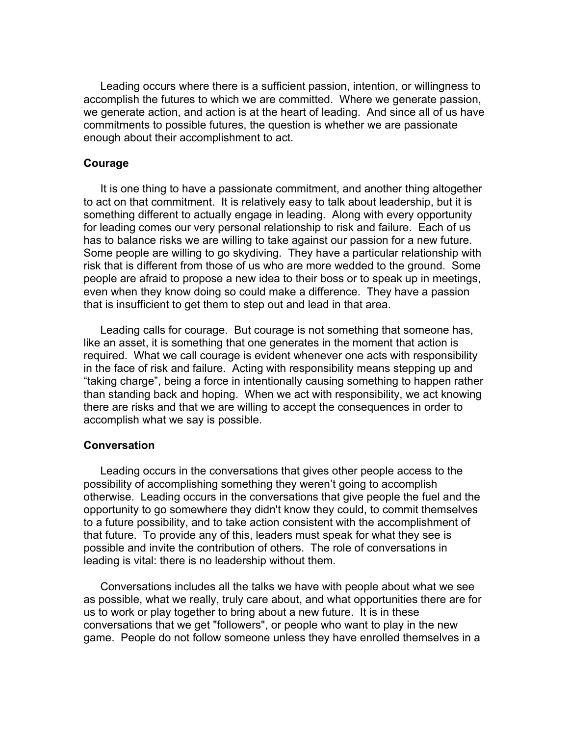Leading occurs where there is a sufficient passion, intention, or willingness to accomplish the futures to which we are committed. Where we generate passion, we generate action, and action is at the heart of leading. And since all of us have commitments to possible futures, the question is whether we are passionate enough about their accomplishment to act.

**Courage**

It is one thing to have a passionate commitment, and another thing altogether to act on that commitment. It is relatively easy to talk about leadership, but it is something different to actually engage in leading. Along with every opportunity for leading comes our very personal relationship to risk and failure. Each of us has to balance risks we are willing to take against our passion for a new future. Some people are willing to go skydiving. They have a particular relationship with risk that is different from those of us who are more wedded to the ground. Some people are afraid to propose a new idea to their boss or to speak up in meetings, even when they know doing so could make a difference. They have a passion that is insufficient to get them to step out and lead in that area.

Leading calls for courage. But courage is not something that someone has, like an asset, it is something that one generates in the moment that action is required. What we call courage is evident whenever one acts with responsibility in the face of risk and failure. Acting with responsibility means stepping up and "taking charge", being a force in intentionally causing something to happen rather than standing back and hoping. When we act with responsibility, we act knowing there are risks and that we are willing to accept the consequences in order to accomplish what we say is possible.

**Conversation**

Leading occurs in the conversations that gives other people access to the possibility of accomplishing something they weren't going to accomplish otherwise. Leading occurs in the conversations that give people the fuel and the opportunity to go somewhere they didn't know they could, to commit themselves to a future possibility, and to take action consistent with the accomplishment of that future. To provide any of this, leaders must speak for what they see is possible and invite the contribution of others. The role of conversations in leading is vital: there is no leadership without them.

Conversations includes all the talks we have with people about what we see as possible, what we really, truly care about, and what opportunities there are for us to work or play together to bring about a new future. It is in these conversations that we get "followers", or people who want to play in the new game. People do not follow someone unless they have enrolled themselves in a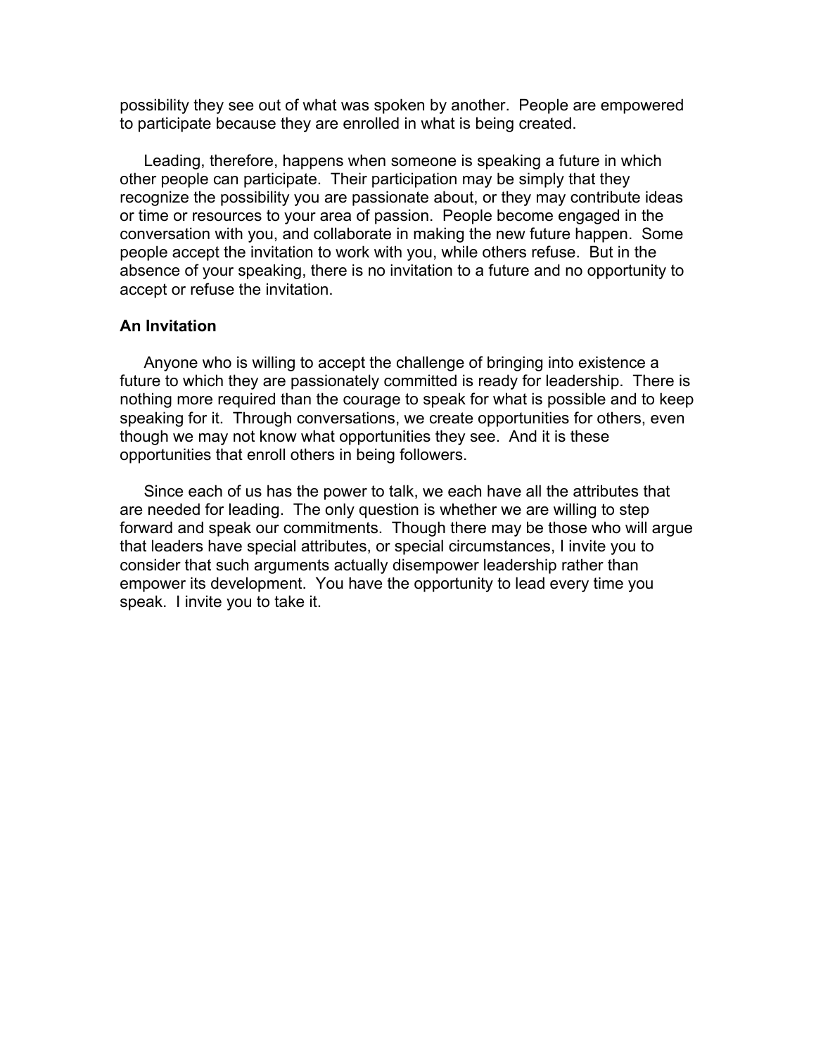possibility they see out of what was spoken by another. People are empowered to participate because they are enrolled in what is being created.

Leading, therefore, happens when someone is speaking a future in which other people can participate. Their participation may be simply that they recognize the possibility you are passionate about, or they may contribute ideas or time or resources to your area of passion. People become engaged in the conversation with you, and collaborate in making the new future happen. Some people accept the invitation to work with you, while others refuse. But in the absence of your speaking, there is no invitation to a future and no opportunity to accept or refuse the invitation.

**An Invitation**

Anyone who is willing to accept the challenge of bringing into existence a future to which they are passionately committed is ready for leadership. There is nothing more required than the courage to speak for what is possible and to keep speaking for it. Through conversations, we create opportunities for others, even though we may not know what opportunities they see. And it is these opportunities that enroll others in being followers.

Since each of us has the power to talk, we each have all the attributes that are needed for leading. The only question is whether we are willing to step forward and speak our commitments. Though there may be those who will argue that leaders have special attributes, or special circumstances, I invite you to consider that such arguments actually disempower leadership rather than empower its development. You have the opportunity to lead every time you speak. I invite you to take it.